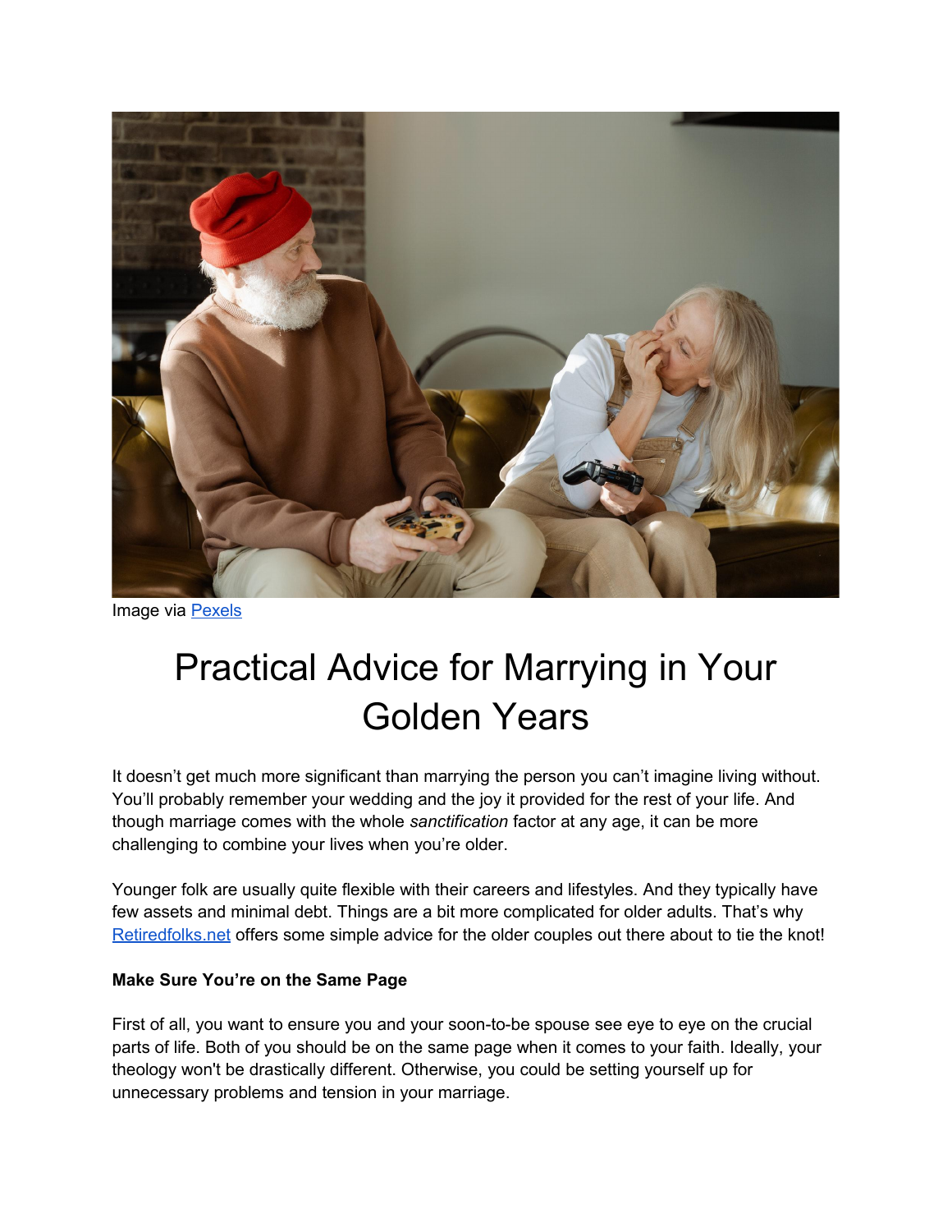Image via [Pexels](https://www.pexels.com)

# Practical Advice for Marrying in Your Golden Years

It doesn't get much more significant than marrying the person you can't imagine living without. You'll probably remember your wedding and the joy it provided for the rest of your life. And though marriage comes with the whole *sanctification* factor at any age, it can be more challenging to combine your lives when you're older.

Younger folk are usually quite flexible with their careers and lifestyles. And they typically have few assets and minimal debt. Things are a bit more complicated for older adults. That's why [Retiredfolks.net](https://retiredfolks.net) offers some simple advice for the older couples out there about to tie the knot!

**Make Sure You're on the Same Page**

First of all, you want to ensure you and your soon-to-be spouse see eye to eye on the crucial parts of life. Both of you should be on the same page when it comes to your faith. Ideally, your theology won't be drastically different. Otherwise, you could be setting yourself up for unnecessary problems and tension in your marriage.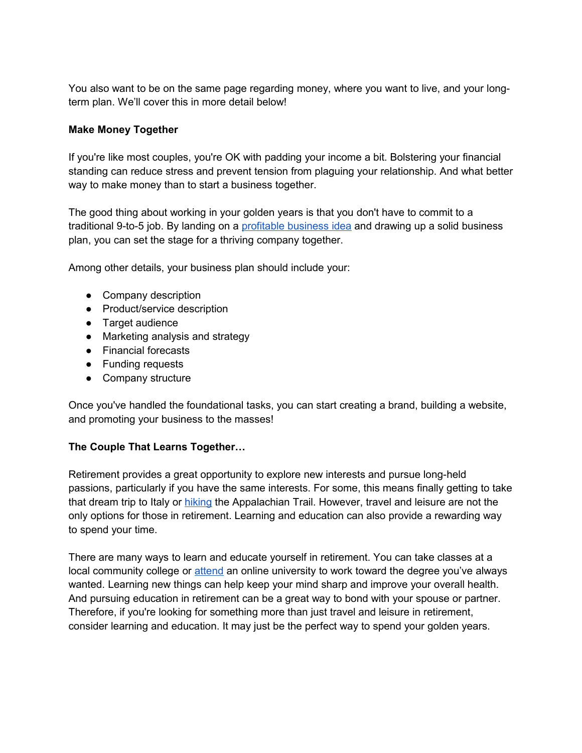You also want to be on the same page regarding money, where you want to live, and your long-term plan. We'll cover this in more detail below!

**Make Money Together**

If you're like most couples, you're OK with padding your income a bit. Bolstering your financial standing can reduce stress and prevent tension from plaguing your relationship. And what better way to make money than to start a business together.

The good thing about working in your golden years is that you don't have to commit to a traditional 9-to-5 job. By landing on a profitable business idea and drawing up a solid business plan, you can set the stage for a thriving company together.

Among other details, your business plan should include your:

- Company description
- Product/service description
- Target audience
- Marketing analysis and strategy
- Financial forecasts
- Funding requests
- Company structure

Once you've handled the foundational tasks, you can start creating a brand, building a website, and promoting your business to the masses!

**The Couple That Learns Together…**

Retirement provides a great opportunity to explore new interests and pursue long-held passions, particularly if you have the same interests. For some, this means finally getting to take that dream trip to Italy or hiking the Appalachian Trail. However, travel and leisure are not the only options for those in retirement. Learning and education can also provide a rewarding way to spend your time.

There are many ways to learn and educate yourself in retirement. You can take classes at a local community college or attend an online university to work toward the degree you've always wanted. Learning new things can help keep your mind sharp and improve your overall health. And pursuing education in retirement can be a great way to bond with your spouse or partner. Therefore, if you're looking for something more than just travel and leisure in retirement, consider learning and education. It may just be the perfect way to spend your golden years.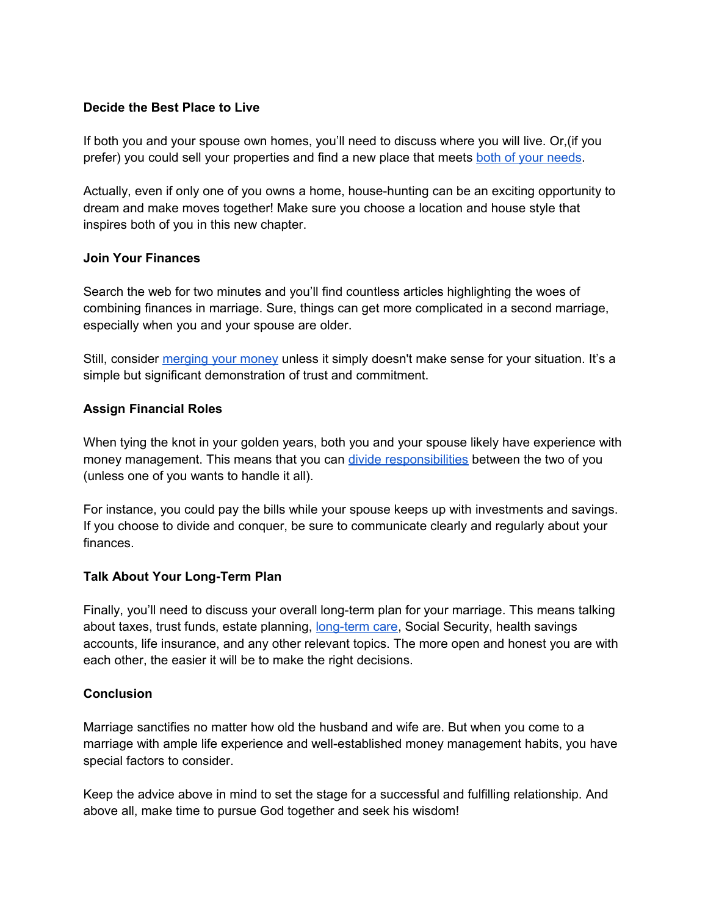**Decide the Best Place to Live**

If both you and your spouse own homes, you'll need to discuss where you will live. Or,(if you prefer) you could sell your properties and find a new place that meets both of your needs.

Actually, even if only one of you owns a home, house-hunting can be an exciting opportunity to dream and make moves together! Make sure you choose a location and house style that inspires both of you in this new chapter.

**Join Your Finances**

Search the web for two minutes and you'll find countless articles highlighting the woes of combining finances in marriage. Sure, things can get more complicated in a second marriage, especially when you and your spouse are older.

Still, consider merging your money unless it simply doesn't make sense for your situation. It's a simple but significant demonstration of trust and commitment.

**Assign Financial Roles**

When tying the knot in your golden years, both you and your spouse likely have experience with money management. This means that you can divide responsibilities between the two of you (unless one of you wants to handle it all).

For instance, you could pay the bills while your spouse keeps up with investments and savings. If you choose to divide and conquer, be sure to communicate clearly and regularly about your finances.

**Talk About Your Long-Term Plan**

Finally, you'll need to discuss your overall long-term plan for your marriage. This means talking about taxes, trust funds, estate planning, long-term care, Social Security, health savings accounts, life insurance, and any other relevant topics. The more open and honest you are with each other, the easier it will be to make the right decisions.

**Conclusion**

Marriage sanctifies no matter how old the husband and wife are. But when you come to a marriage with ample life experience and well-established money management habits, you have special factors to consider.

Keep the advice above in mind to set the stage for a successful and fulfilling relationship. And above all, make time to pursue God together and seek his wisdom!